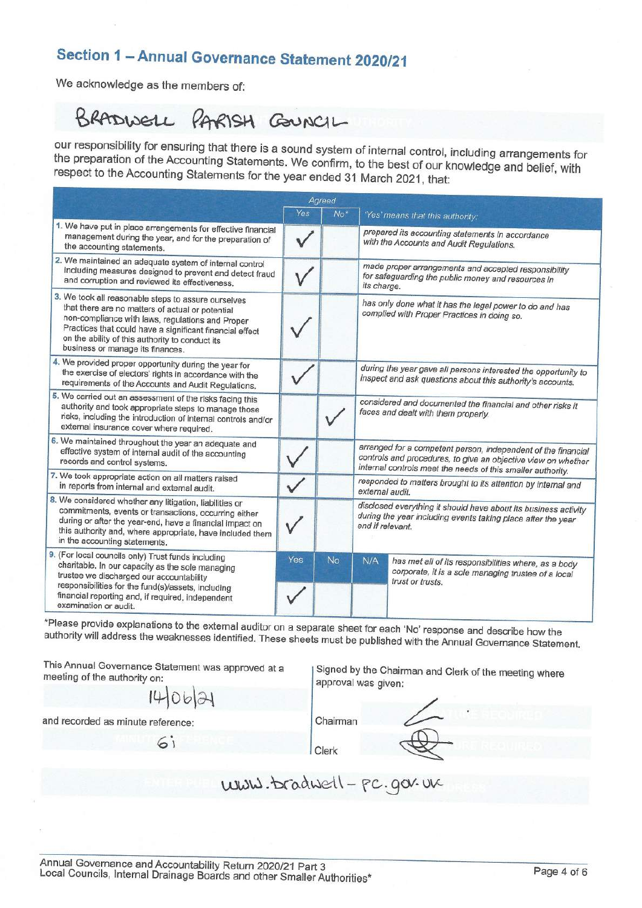## Section 1 – Annual Governance Statement 2020/21

We acknowledge as the members of:

BRADWELL PARISH COUNCIL

our responsibility for ensuring that there is a sound system of internal control, including arrangements for the preparation of the Accounting Statements. We confirm, to the best of our knowledge and belief, with respect to the Accounting Statements for the year ended 31 March 2021, that:

| | Agreed | | | |
|---|---|---|---|---|
| | Yes | No* | | 'Yes' means that this authority: |
| 1. We have put in place arrangements for effective financial management during the year, and for the preparation of the accounting statements. | ✓ | | | prepared its accounting statements in accordance with the Accounts and Audit Regulations. |
| 2. We maintained an adequate system of internal control including measures designed to prevent and detect fraud and corruption and reviewed its effectiveness. | ✓ | | | made proper arrangements and accepted responsibility for safeguarding the public money and resources in its charge. |
| 3. We took all reasonable steps to assure ourselves that there are no matters of actual or potential non-compliance with laws, regulations and Proper Practices that could have a significant financial effect on the ability of this authority to conduct its business or manage its finances. | ✓ | | | has only done what it has the legal power to do and has complied with Proper Practices in doing so. |
| 4. We provided proper opportunity during the year for the exercise of electors' rights in accordance with the requirements of the Accounts and Audit Regulations. | ✓ | | | during the year gave all persons interested the opportunity to inspect and ask questions about this authority's accounts. |
| 5. We carried out an assessment of the risks facing this authority and took appropriate steps to manage those risks, including the introduction of internal controls and/or external insurance cover where required. | | ✓ | | considered and documented the financial and other risks it faces and dealt with them properly. |
| 6. We maintained throughout the year an adequate and effective system of internal audit of the accounting records and control systems. | ✓ | | | arranged for a competent person, independent of the financial controls and procedures, to give an objective view on whether internal controls meet the needs of this smaller authority. |
| 7. We took appropriate action on all matters raised in reports from internal and external audit. | ✓ | | | responded to matters brought to its attention by internal and external audit. |
| 8. We considered whether any litigation, liabilities or commitments, events or transactions, occurring either during or after the year-end, have a financial impact on this authority and, where appropriate, have included them in the accounting statements. | ✓ | | | disclosed everything it should have about its business activity during the year including events taking place after the year end if relevant. |
| 9. (For local councils only) Trust funds including charitable. In our capacity as the sole managing trustee we discharged our accountability responsibilities for the fund(s)/assets, including financial reporting and, if required, independent examination or audit. | Yes | No | N/A | has met all of its responsibilities where, as a body corporate, it is a sole managing trustee of a local trust or trusts. |
| | ✓ | | | |

*Please provide explanations to the external auditor on a separate sheet for each 'No' response and describe how the authority will address the weaknesses identified. These sheets must be published with the Annual Governance Statement.

This Annual Governance Statement was approved at a meeting of the authority on:

14/06/21

and recorded as minute reference:

6i

Signed by the Chairman and Clerk of the meeting where approval was given:

Chairman [signature]

Clerk [signature]

www.bradwell-pc.gov.uk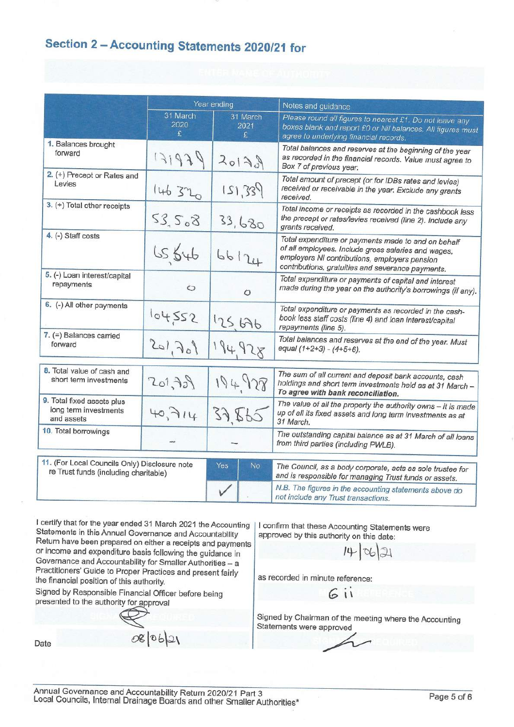## Section 2 – Accounting Statements 2020/21 for

ENTER NAME OF AUTHORITY

| | Year ending | | Notes and guidance |
|---|---|---|---|
| | 31 March 2020 £ | 31 March 2021 £ | *Please round all figures to nearest £1. Do not leave any boxes blank and report £0 or Nil balances. All figures must agree to underlying financial records.* |
| 1. Balances brought forward | 131979 | 201239 | *Total balances and reserves at the beginning of the year as recorded in the financial records. Value must agree to Box 7 of previous year.* |
| 2. (+) Precept or Rates and Levies | 146 320 | 151,339 | *Total amount of precept (or for IDBs rates and levies) received or receivable in the year. Exclude any grants received.* |
| 3. (+) Total other receipts | 53,508 | 33,680 | *Total income or receipts as recorded in the cashbook less the precept or rates/levies received (line 2). Include any grants received.* |
| 4. (-) Staff costs | 65,646 | 66124 | *Total expenditure or payments made to and on behalf of all employees. Include gross salaries and wages, employers NI contributions, employers pension contributions, gratuities and severance payments.* |
| 5. (-) Loan interest/capital repayments | 0 | 0 | *Total expenditure or payments of capital and interest made during the year on the authority's borrowings (if any).* |
| 6. (-) All other payments | 104552 | 125,636 | *Total expenditure or payments as recorded in the cash-book less staff costs (line 4) and loan interest/capital repayments (line 5).* |
| 7. (=) Balances carried forward | 201,201 | 194,928 | *Total balances and reserves at the end of the year. Must equal (1+2+3) - (4+5+6).* |
| 8. Total value of cash and short term investments | 201,239 | 194,928 | *The sum of all current and deposit bank accounts, cash holdings and short term investments held as at 31 March – **To agree with bank reconciliation.*** |
| 9. Total fixed assets plus long term investments and assets | 40,714 | 37,865 | *The value of all the property the authority owns – it is made up of all its fixed assets and long term investments as at 31 March.* |
| 10. Total borrowings | – | – | *The outstanding capital balance as at 31 March of all loans from third parties (including PWLB).* |

| 11. (For Local Councils Only) Disclosure note re Trust funds (including charitable) | Yes | No | |
|---|---|---|---|
| | ✓ | | *The Council, as a body corporate, acts as sole trustee for and is responsible for managing Trust funds or assets.* *N.B. The figures in the accounting statements above do not include any Trust transactions.* |

I certify that for the year ended 31 March 2021 the Accounting Statements in this Annual Governance and Accountability Return have been prepared on either a receipts and payments or income and expenditure basis following the guidance in Governance and Accountability for Smaller Authorities – a Practitioners' Guide to Proper Practices and present fairly the financial position of this authority.

Signed by Responsible Financial Officer before being presented to the authority for approval

[Signature]

Date 08/06/21

I confirm that these Accounting Statements were approved by this authority on this date:

14/06/21

as recorded in minute reference:

6 ii

Signed by Chairman of the meeting where the Accounting Statements were approved

[Signature]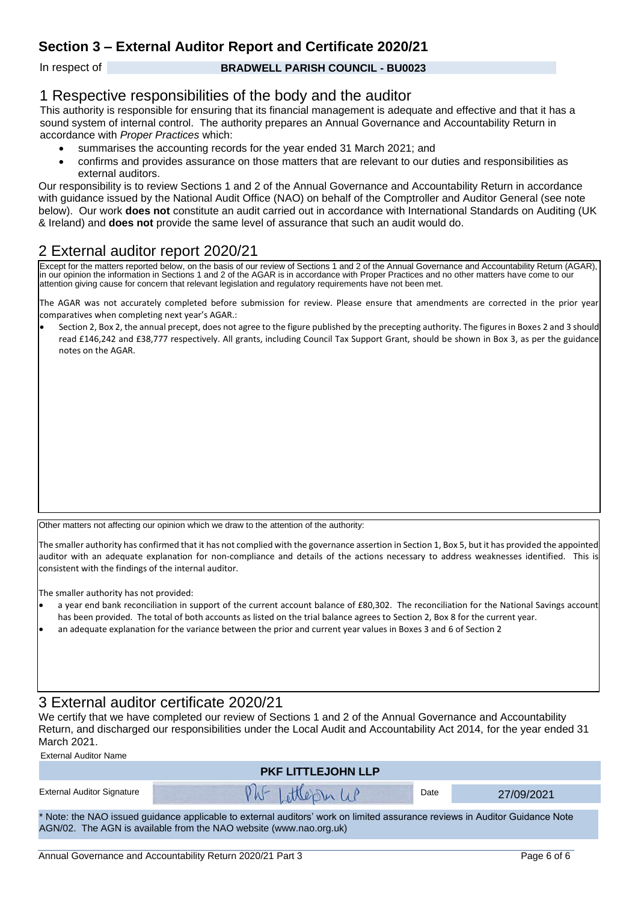## Section 3 – External Auditor Report and Certificate 2020/21

In respect of **BRADWELL PARISH COUNCIL - BU0023**

## 1 Respective responsibilities of the body and the auditor

This authority is responsible for ensuring that its financial management is adequate and effective and that it has a sound system of internal control. The authority prepares an Annual Governance and Accountability Return in accordance with *Proper Practices* which:

- summarises the accounting records for the year ended 31 March 2021; and
- confirms and provides assurance on those matters that are relevant to our duties and responsibilities as external auditors.

Our responsibility is to review Sections 1 and 2 of the Annual Governance and Accountability Return in accordance with guidance issued by the National Audit Office (NAO) on behalf of the Comptroller and Auditor General (see note below). Our work **does not** constitute an audit carried out in accordance with International Standards on Auditing (UK & Ireland) and **does not** provide the same level of assurance that such an audit would do.

## 2 External auditor report 2020/21

Except for the matters reported below, on the basis of our review of Sections 1 and 2 of the Annual Governance and Accountability Return (AGAR), in our opinion the information in Sections 1 and 2 of the AGAR is in accordance with Proper Practices and no other matters have come to our attention giving cause for concern that relevant legislation and regulatory requirements have not been met.

The AGAR was not accurately completed before submission for review. Please ensure that amendments are corrected in the prior year comparatives when completing next year's AGAR.:

- Section 2, Box 2, the annual precept, does not agree to the figure published by the precepting authority. The figures in Boxes 2 and 3 should read £146,242 and £38,777 respectively. All grants, including Council Tax Support Grant, should be shown in Box 3, as per the guidance notes on the AGAR.

Other matters not affecting our opinion which we draw to the attention of the authority:

The smaller authority has confirmed that it has not complied with the governance assertion in Section 1, Box 5, but it has provided the appointed auditor with an adequate explanation for non-compliance and details of the actions necessary to address weaknesses identified. This is consistent with the findings of the internal auditor.

The smaller authority has not provided:

- a year end bank reconciliation in support of the current account balance of £80,302. The reconciliation for the National Savings account has been provided. The total of both accounts as listed on the trial balance agrees to Section 2, Box 8 for the current year.
- an adequate explanation for the variance between the prior and current year values in Boxes 3 and 6 of Section 2

## 3 External auditor certificate 2020/21

We certify that we have completed our review of Sections 1 and 2 of the Annual Governance and Accountability Return, and discharged our responsibilities under the Local Audit and Accountability Act 2014, for the year ended 31 March 2021.

| | | | |
|---|---|---|---|
| External Auditor Name | PKF LITTLEJOHN LLP | | |
| External Auditor Signature | PKF Littlejohn LLP | Date | 27/09/2021 |

\* Note: the NAO issued guidance applicable to external auditors' work on limited assurance reviews in Auditor Guidance Note AGN/02. The AGN is available from the NAO website (www.nao.org.uk)